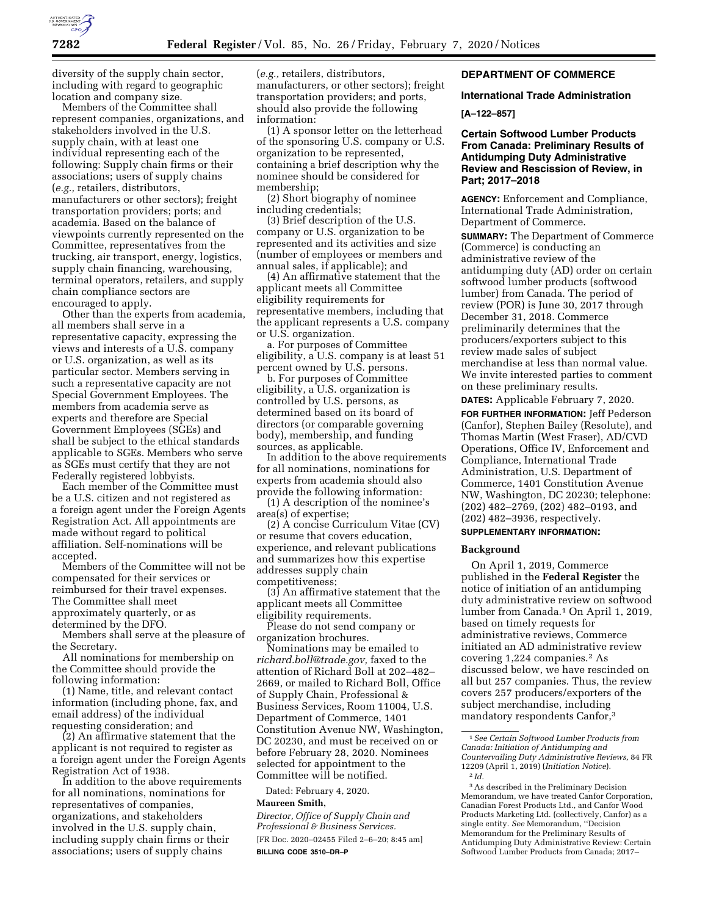diversity of the supply chain sector, including with regard to geographic location and company size.

Members of the Committee shall represent companies, organizations, and stakeholders involved in the U.S. supply chain, with at least one individual representing each of the following: Supply chain firms or their associations; users of supply chains (*e.g.,* retailers, distributors, manufacturers or other sectors); freight transportation providers; ports; and academia. Based on the balance of viewpoints currently represented on the Committee, representatives from the trucking, air transport, energy, logistics, supply chain financing, warehousing, terminal operators, retailers, and supply chain compliance sectors are encouraged to apply.

Other than the experts from academia, all members shall serve in a representative capacity, expressing the views and interests of a U.S. company or U.S. organization, as well as its particular sector. Members serving in such a representative capacity are not Special Government Employees. The members from academia serve as experts and therefore are Special Government Employees (SGEs) and shall be subject to the ethical standards applicable to SGEs. Members who serve as SGEs must certify that they are not Federally registered lobbyists.

Each member of the Committee must be a U.S. citizen and not registered as a foreign agent under the Foreign Agents Registration Act. All appointments are made without regard to political affiliation. Self-nominations will be accepted.

Members of the Committee will not be compensated for their services or reimbursed for their travel expenses. The Committee shall meet approximately quarterly, or as determined by the DFO.

Members shall serve at the pleasure of the Secretary.

All nominations for membership on the Committee should provide the following information:

(1) Name, title, and relevant contact information (including phone, fax, and email address) of the individual requesting consideration; and

(2) An affirmative statement that the applicant is not required to register as a foreign agent under the Foreign Agents Registration Act of 1938.

In addition to the above requirements for all nominations, nominations for representatives of companies, organizations, and stakeholders involved in the U.S. supply chain, including supply chain firms or their associations; users of supply chains (*e.g.,* retailers, distributors, manufacturers, or other sectors); freight transportation providers; and ports, should also provide the following information:

(1) A sponsor letter on the letterhead of the sponsoring U.S. company or U.S. organization to be represented, containing a brief description why the nominee should be considered for membership;

(2) Short biography of nominee including credentials;

(3) Brief description of the U.S. company or U.S. organization to be represented and its activities and size (number of employees or members and annual sales, if applicable); and

(4) An affirmative statement that the applicant meets all Committee eligibility requirements for representative members, including that the applicant represents a U.S. company or U.S. organization.

a. For purposes of Committee eligibility, a U.S. company is at least 51 percent owned by U.S. persons.

b. For purposes of Committee eligibility, a U.S. organization is controlled by U.S. persons, as determined based on its board of directors (or comparable governing body), membership, and funding sources, as applicable.

In addition to the above requirements for all nominations, nominations for experts from academia should also provide the following information:

(1) A description of the nominee's area(s) of expertise;

(2) A concise Curriculum Vitae (CV) or resume that covers education, experience, and relevant publications and summarizes how this expertise addresses supply chain competitiveness;

(3) An affirmative statement that the applicant meets all Committee eligibility requirements.

Please do not send company or organization brochures.

Nominations may be emailed to *richard.boll@trade.gov,* faxed to the attention of Richard Boll at 202–482–2669, or mailed to Richard Boll, Office of Supply Chain, Professional & Business Services, Room 11004, U.S. Department of Commerce, 1401 Constitution Avenue NW, Washington, DC 20230, and must be received on or before February 28, 2020. Nominees selected for appointment to the Committee will be notified.

Dated: February 4, 2020.

**Maureen Smith,**

*Director, Office of Supply Chain and Professional & Business Services.*

[FR Doc. 2020–02455 Filed 2–6–20; 8:45 am]

**BILLING CODE 3510–DR–P**

## DEPARTMENT OF COMMERCE

### International Trade Administration

**[A–122–857]**

### Certain Softwood Lumber Products From Canada: Preliminary Results of Antidumping Duty Administrative Review and Rescission of Review, in Part; 2017–2018

**AGENCY:** Enforcement and Compliance, International Trade Administration, Department of Commerce.

**SUMMARY:** The Department of Commerce (Commerce) is conducting an administrative review of the antidumping duty (AD) order on certain softwood lumber products (softwood lumber) from Canada. The period of review (POR) is June 30, 2017 through December 31, 2018. Commerce preliminarily determines that the producers/exporters subject to this review made sales of subject merchandise at less than normal value. We invite interested parties to comment on these preliminary results.

**DATES:** Applicable February 7, 2020.

**FOR FURTHER INFORMATION:** Jeff Pederson (Canfor), Stephen Bailey (Resolute), and Thomas Martin (West Fraser), AD/CVD Operations, Office IV, Enforcement and Compliance, International Trade Administration, U.S. Department of Commerce, 1401 Constitution Avenue NW, Washington, DC 20230; telephone: (202) 482–2769, (202) 482–0193, and (202) 482–3936, respectively.

**SUPPLEMENTARY INFORMATION:**

#### Background

On April 1, 2019, Commerce published in the **Federal Register** the notice of initiation of an antidumping duty administrative review on softwood lumber from Canada.[1] On April 1, 2019, based on timely requests for administrative reviews, Commerce initiated an AD administrative review covering 1,224 companies.[2] As discussed below, we have rescinded on all but 257 companies. Thus, the review covers 257 producers/exporters of the subject merchandise, including mandatory respondents Canfor,[3]

[1] *See Certain Softwood Lumber Products from Canada: Initiation of Antidumping and Countervailing Duty Administrative Reviews,* 84 FR 12209 (April 1, 2019) (*Initiation Notice*).

[2] *Id.*

[3] As described in the Preliminary Decision Memorandum, we have treated Canfor Corporation, Canadian Forest Products Ltd., and Canfor Wood Products Marketing Ltd. (collectively, Canfor) as a single entity. *See* Memorandum, "Decision Memorandum for the Preliminary Results of Antidumping Duty Administrative Review: Certain Softwood Lumber Products from Canada; 2017–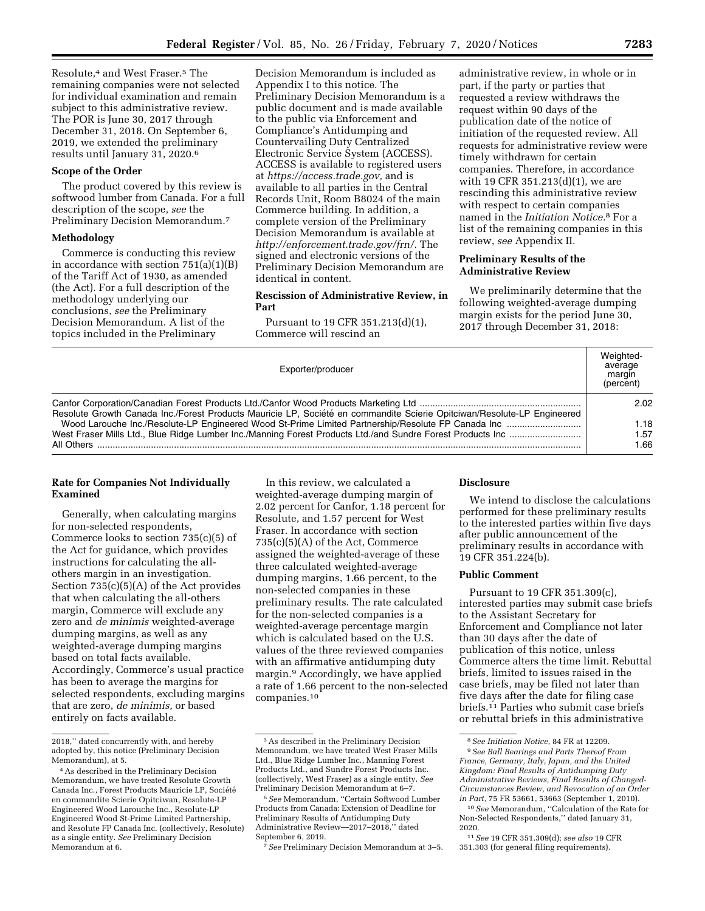Resolute,[4] and West Fraser.[5] The remaining companies were not selected for individual examination and remain subject to this administrative review. The POR is June 30, 2017 through December 31, 2018. On September 6, 2019, we extended the preliminary results until January 31, 2020.[6]

### Scope of the Order

The product covered by this review is softwood lumber from Canada. For a full description of the scope, *see* the Preliminary Decision Memorandum.[7]

### Methodology

Commerce is conducting this review in accordance with section 751(a)(1)(B) of the Tariff Act of 1930, as amended (the Act). For a full description of the methodology underlying our conclusions, *see* the Preliminary Decision Memorandum. A list of the topics included in the Preliminary Decision Memorandum is included as Appendix I to this notice. The Preliminary Decision Memorandum is a public document and is made available to the public via Enforcement and Compliance's Antidumping and Countervailing Duty Centralized Electronic Service System (ACCESS). ACCESS is available to registered users at *https://access.trade.gov,* and is available to all parties in the Central Records Unit, Room B8024 of the main Commerce building. In addition, a complete version of the Preliminary Decision Memorandum is available at *http://enforcement.trade.gov/frn/.* The signed and electronic versions of the Preliminary Decision Memorandum are identical in content.

### Rescission of Administrative Review, in Part

Pursuant to 19 CFR 351.213(d)(1), Commerce will rescind an administrative review, in whole or in part, if the party or parties that requested a review withdraws the request within 90 days of the publication date of the notice of initiation of the requested review. All requests for administrative review were timely withdrawn for certain companies. Therefore, in accordance with 19 CFR 351.213(d)(1), we are rescinding this administrative review with respect to certain companies named in the *Initiation Notice.*[8] For a list of the remaining companies in this review, *see* Appendix II.

### Preliminary Results of the Administrative Review

We preliminarily determine that the following weighted-average dumping margin exists for the period June 30, 2017 through December 31, 2018:

| Exporter/producer | Weighted-average margin (percent) |
|---|---|
| Canfor Corporation/Canadian Forest Products Ltd./Canfor Wood Products Marketing Ltd | 2.02 |
| Resolute Growth Canada Inc./Forest Products Mauricie LP, Société en commandite Scierie Opitciwan/Resolute-LP Engineered Wood Larouche Inc./Resolute-LP Engineered Wood St-Prime Limited Partnership/Resolute FP Canada Inc | 1.18 |
| West Fraser Mills Ltd., Blue Ridge Lumber Inc./Manning Forest Products Ltd./and Sundre Forest Products Inc | 1.57 |
| All Others | 1.66 |

### Rate for Companies Not Individually Examined

Generally, when calculating margins for non-selected respondents, Commerce looks to section 735(c)(5) of the Act for guidance, which provides instructions for calculating the all-others margin in an investigation. Section 735(c)(5)(A) of the Act provides that when calculating the all-others margin, Commerce will exclude any zero and *de minimis* weighted-average dumping margins, as well as any weighted-average dumping margins based on total facts available. Accordingly, Commerce's usual practice has been to average the margins for selected respondents, excluding margins that are zero, *de minimis,* or based entirely on facts available.

In this review, we calculated a weighted-average dumping margin of 2.02 percent for Canfor, 1.18 percent for Resolute, and 1.57 percent for West Fraser. In accordance with section 735(c)(5)(A) of the Act, Commerce assigned the weighted-average of these three calculated weighted-average dumping margins, 1.66 percent, to the non-selected companies in these preliminary results. The rate calculated for the non-selected companies is a weighted-average percentage margin which is calculated based on the U.S. values of the three reviewed companies with an affirmative antidumping duty margin.[9] Accordingly, we have applied a rate of 1.66 percent to the non-selected companies.[10]

### Disclosure

We intend to disclose the calculations performed for these preliminary results to the interested parties within five days after public announcement of the preliminary results in accordance with 19 CFR 351.224(b).

### Public Comment

Pursuant to 19 CFR 351.309(c), interested parties may submit case briefs to the Assistant Secretary for Enforcement and Compliance not later than 30 days after the date of publication of this notice, unless Commerce alters the time limit. Rebuttal briefs, limited to issues raised in the case briefs, may be filed not later than five days after the date for filing case briefs.[11] Parties who submit case briefs or rebuttal briefs in this administrative

---

2018,'' dated concurrently with, and hereby adopted by, this notice (Preliminary Decision Memorandum), at 5.

[4] As described in the Preliminary Decision Memorandum, we have treated Resolute Growth Canada Inc., Forest Products Mauricie LP, Société en commandite Scierie Opitciwan, Resolute-LP Engineered Wood Larouche Inc., Resolute-LP Engineered Wood St-Prime Limited Partnership, and Resolute FP Canada Inc. (collectively, Resolute) as a single entity. *See* Preliminary Decision Memorandum at 6.

[5] As described in the Preliminary Decision Memorandum, we have treated West Fraser Mills Ltd., Blue Ridge Lumber Inc., Manning Forest Products Ltd., and Sundre Forest Products Inc. (collectively, West Fraser) as a single entity. *See* Preliminary Decision Memorandum at 6–7.

[6] *See* Memorandum, ''Certain Softwood Lumber Products from Canada: Extension of Deadline for Preliminary Results of Antidumping Duty Administrative Review—2017–2018,'' dated September 6, 2019.

[7] *See* Preliminary Decision Memorandum at 3–5.

[8] *See Initiation Notice,* 84 FR at 12209.

[9] *See Ball Bearings and Parts Thereof From France, Germany, Italy, Japan, and the United Kingdom: Final Results of Antidumping Duty Administrative Reviews, Final Results of Changed-Circumstances Review, and Revocation of an Order in Part,* 75 FR 53661, 53663 (September 1, 2010).

[10] *See* Memorandum, ''Calculation of the Rate for Non-Selected Respondents,'' dated January 31, 2020.

[11] *See* 19 CFR 351.309(d); *see also* 19 CFR 351.303 (for general filing requirements).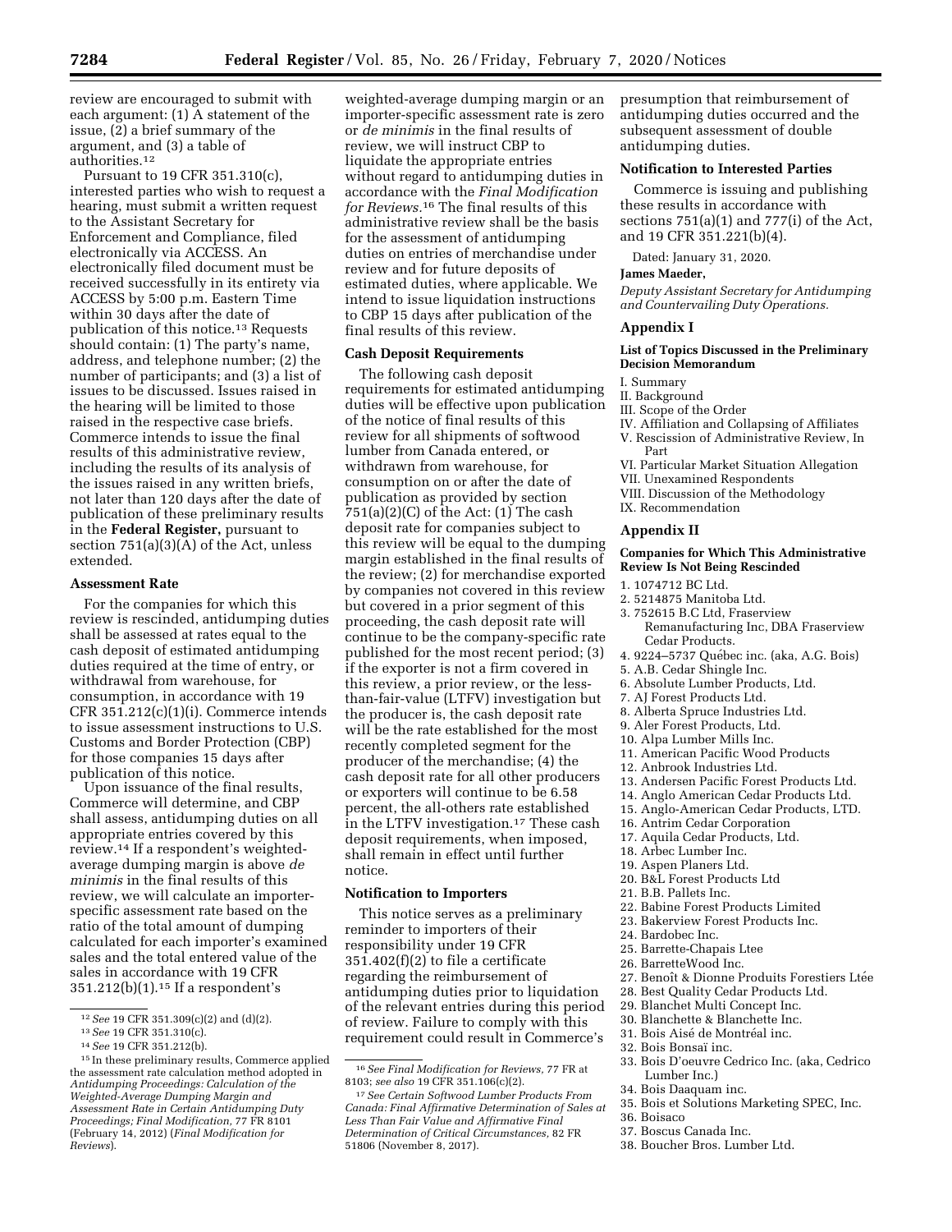review are encouraged to submit with each argument: (1) A statement of the issue, (2) a brief summary of the argument, and (3) a table of authorities.[12]

Pursuant to 19 CFR 351.310(c), interested parties who wish to request a hearing, must submit a written request to the Assistant Secretary for Enforcement and Compliance, filed electronically via ACCESS. An electronically filed document must be received successfully in its entirety via ACCESS by 5:00 p.m. Eastern Time within 30 days after the date of publication of this notice.[13] Requests should contain: (1) The party's name, address, and telephone number; (2) the number of participants; and (3) a list of issues to be discussed. Issues raised in the hearing will be limited to those raised in the respective case briefs. Commerce intends to issue the final results of this administrative review, including the results of its analysis of the issues raised in any written briefs, not later than 120 days after the date of publication of these preliminary results in the **Federal Register,** pursuant to section 751(a)(3)(A) of the Act, unless extended.

### Assessment Rate

For the companies for which this review is rescinded, antidumping duties shall be assessed at rates equal to the cash deposit of estimated antidumping duties required at the time of entry, or withdrawal from warehouse, for consumption, in accordance with 19 CFR 351.212(c)(1)(i). Commerce intends to issue assessment instructions to U.S. Customs and Border Protection (CBP) for those companies 15 days after publication of this notice.

Upon issuance of the final results, Commerce will determine, and CBP shall assess, antidumping duties on all appropriate entries covered by this review.[14] If a respondent's weighted-average dumping margin is above *de minimis* in the final results of this review, we will calculate an importer-specific assessment rate based on the ratio of the total amount of dumping calculated for each importer's examined sales and the total entered value of the sales in accordance with 19 CFR 351.212(b)(1).[15] If a respondent's weighted-average dumping margin or an importer-specific assessment rate is zero or *de minimis* in the final results of review, we will instruct CBP to liquidate the appropriate entries without regard to antidumping duties in accordance with the *Final Modification for Reviews.*[16] The final results of this administrative review shall be the basis for the assessment of antidumping duties on entries of merchandise under review and for future deposits of estimated duties, where applicable. We intend to issue liquidation instructions to CBP 15 days after publication of the final results of this review.

### Cash Deposit Requirements

The following cash deposit requirements for estimated antidumping duties will be effective upon publication of the notice of final results of this review for all shipments of softwood lumber from Canada entered, or withdrawn from warehouse, for consumption on or after the date of publication as provided by section 751(a)(2)(C) of the Act: (1) The cash deposit rate for companies subject to this review will be equal to the dumping margin established in the final results of the review; (2) for merchandise exported by companies not covered in this review but covered in a prior segment of this proceeding, the cash deposit rate will continue to be the company-specific rate published for the most recent period; (3) if the exporter is not a firm covered in this review, a prior review, or the less-than-fair-value (LTFV) investigation but the producer is, the cash deposit rate will be the rate established for the most recently completed segment for the producer of the merchandise; (4) the cash deposit rate for all other producers or exporters will continue to be 6.58 percent, the all-others rate established in the LTFV investigation.[17] These cash deposit requirements, when imposed, shall remain in effect until further notice.

### Notification to Importers

This notice serves as a preliminary reminder to importers of their responsibility under 19 CFR 351.402(f)(2) to file a certificate regarding the reimbursement of antidumping duties prior to liquidation of the relevant entries during this period of review. Failure to comply with this requirement could result in Commerce's presumption that reimbursement of antidumping duties occurred and the subsequent assessment of double antidumping duties.

### Notification to Interested Parties

Commerce is issuing and publishing these results in accordance with sections 751(a)(1) and 777(i) of the Act, and 19 CFR 351.221(b)(4).

Dated: January 31, 2020.

**James Maeder,**

*Deputy Assistant Secretary for Antidumping and Countervailing Duty Operations.*

## Appendix I

### List of Topics Discussed in the Preliminary Decision Memorandum

I. Summary
II. Background
III. Scope of the Order
IV. Affiliation and Collapsing of Affiliates
V. Rescission of Administrative Review, In Part
VI. Particular Market Situation Allegation
VII. Unexamined Respondents
VIII. Discussion of the Methodology
IX. Recommendation

## Appendix II

### Companies for Which This Administrative Review Is Not Being Rescinded

1. 1074712 BC Ltd.
2. 5214875 Manitoba Ltd.
3. 752615 B.C Ltd, Fraserview Remanufacturing Inc, DBA Fraserview Cedar Products.
4. 9224–5737 Québec inc. (aka, A.G. Bois)
5. A.B. Cedar Shingle Inc.
6. Absolute Lumber Products, Ltd.
7. AJ Forest Products Ltd.
8. Alberta Spruce Industries Ltd.
9. Aler Forest Products, Ltd.
10. Alpa Lumber Mills Inc.
11. American Pacific Wood Products
12. Anbrook Industries Ltd.
13. Andersen Pacific Forest Products Ltd.
14. Anglo American Cedar Products Ltd.
15. Anglo-American Cedar Products, LTD.
16. Antrim Cedar Corporation
17. Aquila Cedar Products, Ltd.
18. Arbec Lumber Inc.
19. Aspen Planers Ltd.
20. B&L Forest Products Ltd
21. B.B. Pallets Inc.
22. Babine Forest Products Limited
23. Bakerview Forest Products Inc.
24. Bardobec Inc.
25. Barrette-Chapais Ltee
26. BarretteWood Inc.
27. Benoît & Dionne Produits Forestiers Ltée
28. Best Quality Cedar Products Ltd.
29. Blanchet Multi Concept Inc.
30. Blanchette & Blanchette Inc.
31. Bois Aisé de Montréal inc.
32. Bois Bonsaï inc.
33. Bois D'oeuvre Cedrico Inc. (aka, Cedrico Lumber Inc.)
34. Bois Daaquam inc.
35. Bois et Solutions Marketing SPEC, Inc.
36. Boisaco
37. Boscus Canada Inc.
38. Boucher Bros. Lumber Ltd.

---

[12] *See* 19 CFR 351.309(c)(2) and (d)(2).

[13] *See* 19 CFR 351.310(c).

[14] *See* 19 CFR 351.212(b).

[15] In these preliminary results, Commerce applied the assessment rate calculation method adopted in *Antidumping Proceedings: Calculation of the Weighted-Average Dumping Margin and Assessment Rate in Certain Antidumping Duty Proceedings; Final Modification,* 77 FR 8101 (February 14, 2012) (*Final Modification for Reviews*).

[16] *See Final Modification for Reviews,* 77 FR at 8103; *see also* 19 CFR 351.106(c)(2).

[17] *See Certain Softwood Lumber Products From Canada: Final Affirmative Determination of Sales at Less Than Fair Value and Affirmative Final Determination of Critical Circumstances,* 82 FR 51806 (November 8, 2017).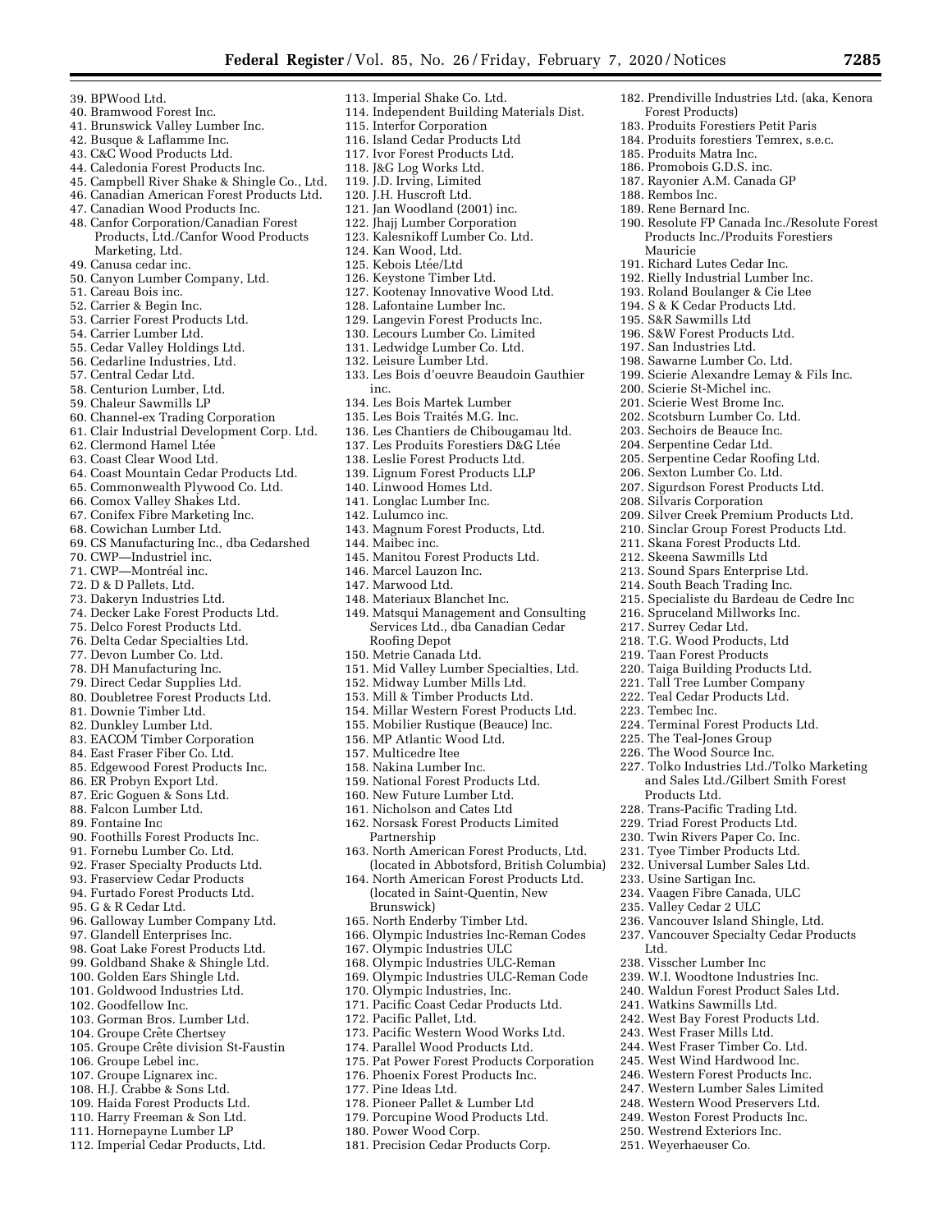39. BPWood Ltd.
40. Bramwood Forest Inc.
41. Brunswick Valley Lumber Inc.
42. Busque & Laflamme Inc.
43. C&C Wood Products Ltd.
44. Caledonia Forest Products Inc.
45. Campbell River Shake & Shingle Co., Ltd.
46. Canadian American Forest Products Ltd.
47. Canadian Wood Products Inc.
48. Canfor Corporation/Canadian Forest Products, Ltd./Canfor Wood Products Marketing, Ltd.
49. Canusa cedar inc.
50. Canyon Lumber Company, Ltd.
51. Careau Bois inc.
52. Carrier & Begin Inc.
53. Carrier Forest Products Ltd.
54. Carrier Lumber Ltd.
55. Cedar Valley Holdings Ltd.
56. Cedarline Industries, Ltd.
57. Central Cedar Ltd.
58. Centurion Lumber, Ltd.
59. Chaleur Sawmills LP
60. Channel-ex Trading Corporation
61. Clair Industrial Development Corp. Ltd.
62. Clermond Hamel Ltée
63. Coast Clear Wood Ltd.
64. Coast Mountain Cedar Products Ltd.
65. Commonwealth Plywood Co. Ltd.
66. Comox Valley Shakes Ltd.
67. Conifex Fibre Marketing Inc.
68. Cowichan Lumber Ltd.
69. CS Manufacturing Inc., dba Cedarshed
70. CWP—Industriel inc.
71. CWP—Montréal inc.
72. D & D Pallets, Ltd.
73. Dakeryn Industries Ltd.
74. Decker Lake Forest Products Ltd.
75. Delco Forest Products Ltd.
76. Delta Cedar Specialties Ltd.
77. Devon Lumber Co. Ltd.
78. DH Manufacturing Inc.
79. Direct Cedar Supplies Ltd.
80. Doubletree Forest Products Ltd.
81. Downie Timber Ltd.
82. Dunkley Lumber Ltd.
83. EACOM Timber Corporation
84. East Fraser Fiber Co. Ltd.
85. Edgewood Forest Products Inc.
86. ER Probyn Export Ltd.
87. Eric Goguen & Sons Ltd.
88. Falcon Lumber Ltd.
89. Fontaine Inc
90. Foothills Forest Products Inc.
91. Fornebu Lumber Co. Ltd.
92. Fraser Specialty Products Ltd.
93. Fraserview Cedar Products
94. Furtado Forest Products Ltd.
95. G & R Cedar Ltd.
96. Galloway Lumber Company Ltd.
97. Glandell Enterprises Inc.
98. Goat Lake Forest Products Ltd.
99. Goldband Shake & Shingle Ltd.
100. Golden Ears Shingle Ltd.
101. Goldwood Industries Ltd.
102. Goodfellow Inc.
103. Gorman Bros. Lumber Ltd.
104. Groupe Crête Chertsey
105. Groupe Crête division St-Faustin
106. Groupe Lebel inc.
107. Groupe Lignarex inc.
108. H.J. Crabbe & Sons Ltd.
109. Haida Forest Products Ltd.
110. Harry Freeman & Son Ltd.
111. Hornepayne Lumber LP
112. Imperial Cedar Products, Ltd.
113. Imperial Shake Co. Ltd.
114. Independent Building Materials Dist.
115. Interfor Corporation
116. Island Cedar Products Ltd
117. Ivor Forest Products Ltd.
118. J&G Log Works Ltd.
119. J.D. Irving, Limited
120. J.H. Huscroft Ltd.
121. Jan Woodland (2001) inc.
122. Jhajj Lumber Corporation
123. Kalesnikoff Lumber Co. Ltd.
124. Kan Wood, Ltd.
125. Kebois Ltée/Ltd
126. Keystone Timber Ltd.
127. Kootenay Innovative Wood Ltd.
128. Lafontaine Lumber Inc.
129. Langevin Forest Products Inc.
130. Lecours Lumber Co. Limited
131. Ledwidge Lumber Co. Ltd.
132. Leisure Lumber Ltd.
133. Les Bois d'oeuvre Beaudoin Gauthier inc.
134. Les Bois Martek Lumber
135. Les Bois Traités M.G. Inc.
136. Les Chantiers de Chibougamau ltd.
137. Les Produits Forestiers D&G Ltée
138. Leslie Forest Products Ltd.
139. Lignum Forest Products LLP
140. Linwood Homes Ltd.
141. Longlac Lumber Inc.
142. Lulumco inc.
143. Magnum Forest Products, Ltd.
144. Maibec inc.
145. Manitou Forest Products Ltd.
146. Marcel Lauzon Inc.
147. Marwood Ltd.
148. Materiaux Blanchet Inc.
149. Matsqui Management and Consulting Services Ltd., dba Canadian Cedar Roofing Depot
150. Metrie Canada Ltd.
151. Mid Valley Lumber Specialties, Ltd.
152. Midway Lumber Mills Ltd.
153. Mill & Timber Products Ltd.
154. Millar Western Forest Products Ltd.
155. Mobilier Rustique (Beauce) Inc.
156. MP Atlantic Wood Ltd.
157. Multicedre Itee
158. Nakina Lumber Inc.
159. National Forest Products Ltd.
160. New Future Lumber Ltd.
161. Nicholson and Cates Ltd
162. Norsask Forest Products Limited Partnership
163. North American Forest Products, Ltd. (located in Abbotsford, British Columbia)
164. North American Forest Products Ltd. (located in Saint-Quentin, New Brunswick)
165. North Enderby Timber Ltd.
166. Olympic Industries Inc-Reman Codes
167. Olympic Industries ULC
168. Olympic Industries ULC-Reman
169. Olympic Industries ULC-Reman Code
170. Olympic Industries, Inc.
171. Pacific Coast Cedar Products Ltd.
172. Pacific Pallet, Ltd.
173. Pacific Western Wood Works Ltd.
174. Parallel Wood Products Ltd.
175. Pat Power Forest Products Corporation
176. Phoenix Forest Products Inc.
177. Pine Ideas Ltd.
178. Pioneer Pallet & Lumber Ltd
179. Porcupine Wood Products Ltd.
180. Power Wood Corp.
181. Precision Cedar Products Corp.
182. Prendiville Industries Ltd. (aka, Kenora Forest Products)
183. Produits Forestiers Petit Paris
184. Produits forestiers Temrex, s.e.c.
185. Produits Matra Inc.
186. Promobois G.D.S. inc.
187. Rayonier A.M. Canada GP
188. Rembos Inc.
189. Rene Bernard Inc.
190. Resolute FP Canada Inc./Resolute Forest Products Inc./Produits Forestiers Mauricie
191. Richard Lutes Cedar Inc.
192. Rielly Industrial Lumber Inc.
193. Roland Boulanger & Cie Ltee
194. S & K Cedar Products Ltd.
195. S&R Sawmills Ltd
196. S&W Forest Products Ltd.
197. San Industries Ltd.
198. Sawarne Lumber Co. Ltd.
199. Scierie Alexandre Lemay & Fils Inc.
200. Scierie St-Michel inc.
201. Scierie West Brome Inc.
202. Scotsburn Lumber Co. Ltd.
203. Sechoirs de Beauce Inc.
204. Serpentine Cedar Ltd.
205. Serpentine Cedar Roofing Ltd.
206. Sexton Lumber Co. Ltd.
207. Sigurdson Forest Products Ltd.
208. Silvaris Corporation
209. Silver Creek Premium Products Ltd.
210. Sinclar Group Forest Products Ltd.
211. Skana Forest Products Ltd.
212. Skeena Sawmills Ltd
213. Sound Spars Enterprise Ltd.
214. South Beach Trading Inc.
215. Specialiste du Bardeau de Cedre Inc
216. Spruceland Millworks Inc.
217. Surrey Cedar Ltd.
218. T.G. Wood Products, Ltd
219. Taan Forest Products
220. Taiga Building Products Ltd.
221. Tall Tree Lumber Company
222. Teal Cedar Products Ltd.
223. Tembec Inc.
224. Terminal Forest Products Ltd.
225. The Teal-Jones Group
226. The Wood Source Inc.
227. Tolko Industries Ltd./Tolko Marketing and Sales Ltd./Gilbert Smith Forest Products Ltd.
228. Trans-Pacific Trading Ltd.
229. Triad Forest Products Ltd.
230. Twin Rivers Paper Co. Inc.
231. Tyee Timber Products Ltd.
232. Universal Lumber Sales Ltd.
233. Usine Sartigan Inc.
234. Vaagen Fibre Canada, ULC
235. Valley Cedar 2 ULC
236. Vancouver Island Shingle, Ltd.
237. Vancouver Specialty Cedar Products Ltd.
238. Visscher Lumber Inc
239. W.I. Woodtone Industries Inc.
240. Waldun Forest Product Sales Ltd.
241. Watkins Sawmills Ltd.
242. West Bay Forest Products Ltd.
243. West Fraser Mills Ltd.
244. West Fraser Timber Co. Ltd.
245. West Wind Hardwood Inc.
246. Western Forest Products Inc.
247. Western Lumber Sales Limited
248. Western Wood Preservers Ltd.
249. Weston Forest Products Inc.
250. Westrend Exteriors Inc.
251. Weyerhaeuser Co.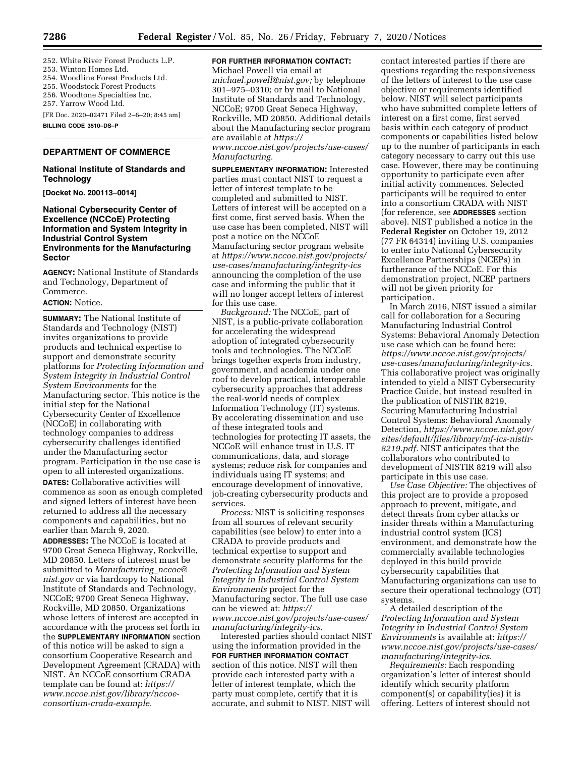252. White River Forest Products L.P.

253. Winton Homes Ltd.

254. Woodline Forest Products Ltd.

255. Woodstock Forest Products

256. Woodtone Specialties Inc.

257. Yarrow Wood Ltd.

[FR Doc. 2020–02471 Filed 2–6–20; 8:45 am]

**BILLING CODE 3510–DS–P**

---

## DEPARTMENT OF COMMERCE

### National Institute of Standards and Technology

**[Docket No. 200113–0014]**

### National Cybersecurity Center of Excellence (NCCoE) Protecting Information and System Integrity in Industrial Control System Environments for the Manufacturing Sector

**AGENCY:** National Institute of Standards and Technology, Department of Commerce.

**ACTION:** Notice.

**SUMMARY:** The National Institute of Standards and Technology (NIST) invites organizations to provide products and technical expertise to support and demonstrate security platforms for *Protecting Information and System Integrity in Industrial Control System Environments* for the Manufacturing sector. This notice is the initial step for the National Cybersecurity Center of Excellence (NCCoE) in collaborating with technology companies to address cybersecurity challenges identified under the Manufacturing sector program. Participation in the use case is open to all interested organizations.

**DATES:** Collaborative activities will commence as soon as enough completed and signed letters of interest have been returned to address all the necessary components and capabilities, but no earlier than March 9, 2020.

**ADDRESSES:** The NCCoE is located at 9700 Great Seneca Highway, Rockville, MD 20850. Letters of interest must be submitted to *Manufacturing_nccoe@nist.gov* or via hardcopy to National Institute of Standards and Technology, NCCoE; 9700 Great Seneca Highway, Rockville, MD 20850. Organizations whose letters of interest are accepted in accordance with the process set forth in the **SUPPLEMENTARY INFORMATION** section of this notice will be asked to sign a consortium Cooperative Research and Development Agreement (CRADA) with NIST. An NCCoE consortium CRADA template can be found at: *https://www.nccoe.nist.gov/library/nccoe-consortium-crada-example.*

**FOR FURTHER INFORMATION CONTACT:** Michael Powell via email at *michael.powell@nist.gov;* by telephone 301–975–0310; or by mail to National Institute of Standards and Technology, NCCoE; 9700 Great Seneca Highway, Rockville, MD 20850. Additional details about the Manufacturing sector program are available at *https://www.nccoe.nist.gov/projects/use-cases/Manufacturing.*

**SUPPLEMENTARY INFORMATION:** Interested parties must contact NIST to request a letter of interest template to be completed and submitted to NIST. Letters of interest will be accepted on a first come, first served basis. When the use case has been completed, NIST will post a notice on the NCCoE Manufacturing sector program website at *https://www.nccoe.nist.gov/projects/use-cases/manufacturing/integrity-ics* announcing the completion of the use case and informing the public that it will no longer accept letters of interest for this use case.

*Background:* The NCCoE, part of NIST, is a public-private collaboration for accelerating the widespread adoption of integrated cybersecurity tools and technologies. The NCCoE brings together experts from industry, government, and academia under one roof to develop practical, interoperable cybersecurity approaches that address the real-world needs of complex Information Technology (IT) systems. By accelerating dissemination and use of these integrated tools and technologies for protecting IT assets, the NCCoE will enhance trust in U.S. IT communications, data, and storage systems; reduce risk for companies and individuals using IT systems; and encourage development of innovative, job-creating cybersecurity products and services.

*Process:* NIST is soliciting responses from all sources of relevant security capabilities (see below) to enter into a CRADA to provide products and technical expertise to support and demonstrate security platforms for the *Protecting Information and System Integrity in Industrial Control System Environments* project for the Manufacturing sector. The full use case can be viewed at: *https://www.nccoe.nist.gov/projects/use-cases/manufacturing/integrity-ics.*

Interested parties should contact NIST using the information provided in the **FOR FURTHER INFORMATION CONTACT** section of this notice. NIST will then provide each interested party with a letter of interest template, which the party must complete, certify that it is accurate, and submit to NIST. NIST will contact interested parties if there are questions regarding the responsiveness of the letters of interest to the use case objective or requirements identified below. NIST will select participants who have submitted complete letters of interest on a first come, first served basis within each category of product components or capabilities listed below up to the number of participants in each category necessary to carry out this use case. However, there may be continuing opportunity to participate even after initial activity commences. Selected participants will be required to enter into a consortium CRADA with NIST (for reference, see **ADDRESSES** section above). NIST published a notice in the **Federal Register** on October 19, 2012 (77 FR 64314) inviting U.S. companies to enter into National Cybersecurity Excellence Partnerships (NCEPs) in furtherance of the NCCoE. For this demonstration project, NCEP partners will not be given priority for participation.

In March 2016, NIST issued a similar call for collaboration for a Securing Manufacturing Industrial Control Systems: Behavioral Anomaly Detection use case which can be found here: *https://www.nccoe.nist.gov/projects/use-cases/manufacturing/integrity-ics.* This collaborative project was originally intended to yield a NIST Cybersecurity Practice Guide, but instead resulted in the publication of NISTIR 8219, Securing Manufacturing Industrial Control Systems: Behavioral Anomaly Detection, *https://www.nccoe.nist.gov/sites/default/files/library/mf-ics-nistir-8219.pdf.* NIST anticipates that the collaborators who contributed to development of NISTIR 8219 will also participate in this use case.

*Use Case Objective:* The objectives of this project are to provide a proposed approach to prevent, mitigate, and detect threats from cyber attacks or insider threats within a Manufacturing industrial control system (ICS) environment, and demonstrate how the commercially available technologies deployed in this build provide cybersecurity capabilities that Manufacturing organizations can use to secure their operational technology (OT) systems.

A detailed description of the *Protecting Information and System Integrity in Industrial Control System Environments* is available at: *https://www.nccoe.nist.gov/projects/use-cases/manufacturing/integrity-ics.*

*Requirements:* Each responding organization's letter of interest should identify which security platform component(s) or capability(ies) it is offering. Letters of interest should not